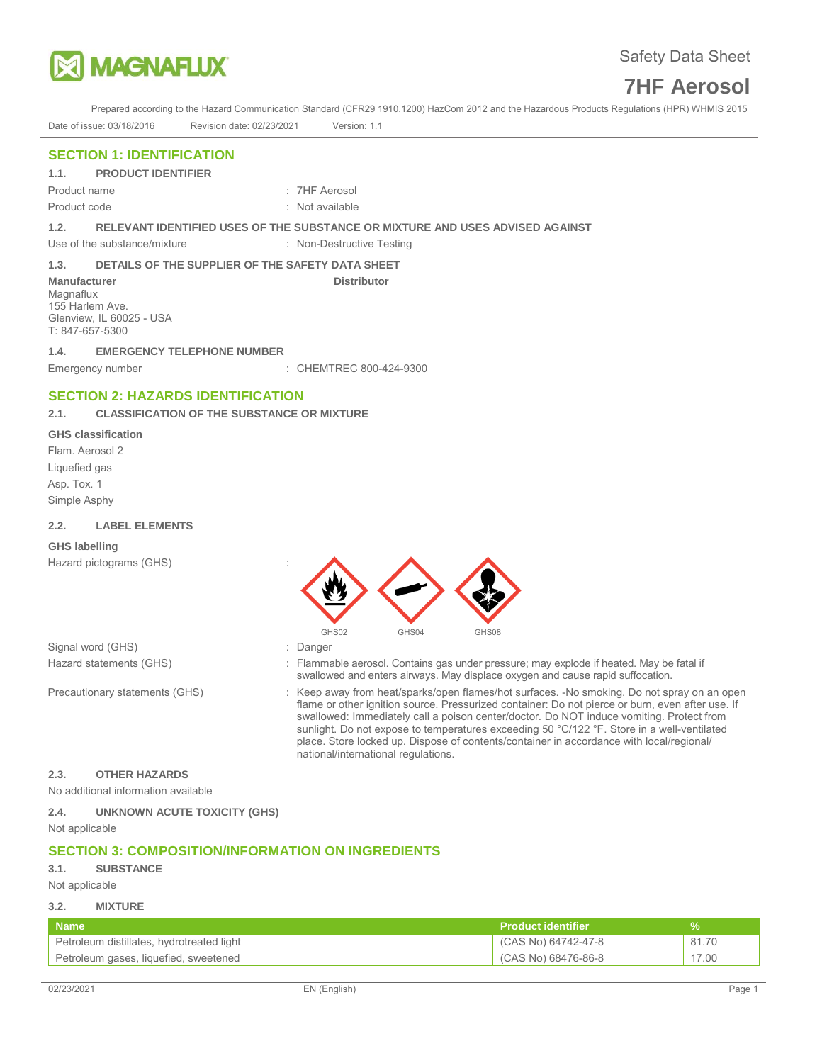# Safety Data Sheet

# 7HF Aerosol

Prepared according to the Hazard Communication Standard (CFR29 1910.1200) HazCom 2012 and the Hazardous Products Regulations (HPR) WHMIS 2015

Date of issue: 03/18/2016 Revision date: 02/23/2021 Version: 1.1

## SECTION 1: IDENTIFICATION

### 1.1. PRODUCT IDENTIFIER

Product name : 7HF Aerosol

Product code : Not available

### 1.2. RELEVANT IDENTIFIED USES OF THE SUBSTANCE OR MIXTURE AND USES ADVISED AGAINST

Use of the substance/mixture : Non-Destructive Testing

### 1.3. DETAILS OF THE SUPPLIER OF THE SAFETY DATA SHEET

**Manufacturer**
Magnaflux
155 Harlem Ave.
Glenview, IL 60025 - USA
T: 847-657-5300

**Distributor**

### 1.4. EMERGENCY TELEPHONE NUMBER

Emergency number : CHEMTREC 800-424-9300

## SECTION 2: HAZARDS IDENTIFICATION

### 2.1. CLASSIFICATION OF THE SUBSTANCE OR MIXTURE

**GHS classification**

Flam. Aerosol 2

Liquefied gas

Asp. Tox. 1

Simple Asphy

### 2.2. LABEL ELEMENTS

**GHS labelling**

Hazard pictograms (GHS) :

GHS02 GHS04 GHS08

Signal word (GHS) : Danger

Hazard statements (GHS) : Flammable aerosol. Contains gas under pressure; may explode if heated. May be fatal if swallowed and enters airways. May displace oxygen and cause rapid suffocation.

Precautionary statements (GHS) : Keep away from heat/sparks/open flames/hot surfaces. -No smoking. Do not spray on an open flame or other ignition source. Pressurized container: Do not pierce or burn, even after use. If swallowed: Immediately call a poison center/doctor. Do NOT induce vomiting. Protect from sunlight. Do not expose to temperatures exceeding 50 °C/122 °F. Store in a well-ventilated place. Store locked up. Dispose of contents/container in accordance with local/regional/ national/international regulations.

### 2.3. OTHER HAZARDS

No additional information available

### 2.4. UNKNOWN ACUTE TOXICITY (GHS)

Not applicable

## SECTION 3: COMPOSITION/INFORMATION ON INGREDIENTS

### 3.1. SUBSTANCE

Not applicable

### 3.2. MIXTURE

| Name | Product identifier | % |
|---|---|---|
| Petroleum distillates, hydrotreated light | (CAS No) 64742-47-8 | 81.70 |
| Petroleum gases, liquefied, sweetened | (CAS No) 68476-86-8 | 17.00 |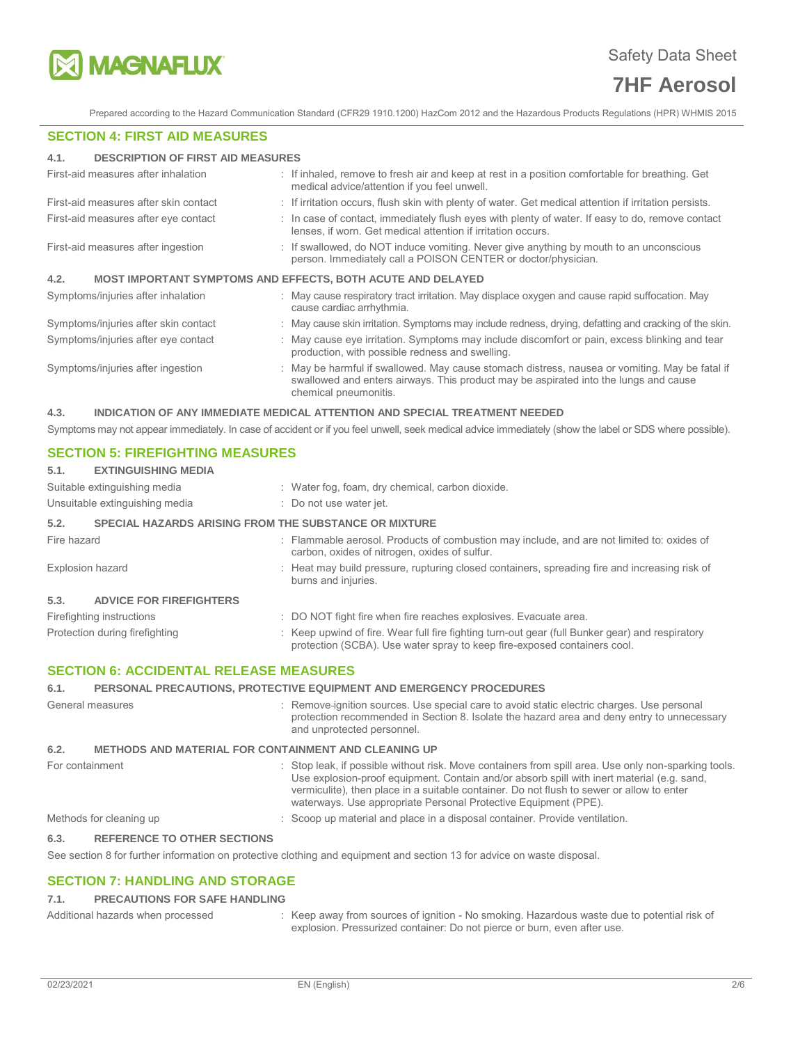## SECTION 4: FIRST AID MEASURES

### 4.1. DESCRIPTION OF FIRST AID MEASURES

| | |
|---|---|
| First-aid measures after inhalation | : If inhaled, remove to fresh air and keep at rest in a position comfortable for breathing. Get medical advice/attention if you feel unwell. |
| First-aid measures after skin contact | : If irritation occurs, flush skin with plenty of water. Get medical attention if irritation persists. |
| First-aid measures after eye contact | : In case of contact, immediately flush eyes with plenty of water. If easy to do, remove contact lenses, if worn. Get medical attention if irritation occurs. |
| First-aid measures after ingestion | : If swallowed, do NOT induce vomiting. Never give anything by mouth to an unconscious person. Immediately call a POISON CENTER or doctor/physician. |

### 4.2. MOST IMPORTANT SYMPTOMS AND EFFECTS, BOTH ACUTE AND DELAYED

| | |
|---|---|
| Symptoms/injuries after inhalation | : May cause respiratory tract irritation. May displace oxygen and cause rapid suffocation. May cause cardiac arrhythmia. |
| Symptoms/injuries after skin contact | : May cause skin irritation. Symptoms may include redness, drying, defatting and cracking of the skin. |
| Symptoms/injuries after eye contact | : May cause eye irritation. Symptoms may include discomfort or pain, excess blinking and tear production, with possible redness and swelling. |
| Symptoms/injuries after ingestion | : May be harmful if swallowed. May cause stomach distress, nausea or vomiting. May be fatal if swallowed and enters airways. This product may be aspirated into the lungs and cause chemical pneumonitis. |

### 4.3. INDICATION OF ANY IMMEDIATE MEDICAL ATTENTION AND SPECIAL TREATMENT NEEDED

Symptoms may not appear immediately. In case of accident or if you feel unwell, seek medical advice immediately (show the label or SDS where possible).

## SECTION 5: FIREFIGHTING MEASURES

### 5.1. EXTINGUISHING MEDIA

| | |
|---|---|
| Suitable extinguishing media | : Water fog, foam, dry chemical, carbon dioxide. |
| Unsuitable extinguishing media | : Do not use water jet. |

### 5.2. SPECIAL HAZARDS ARISING FROM THE SUBSTANCE OR MIXTURE

| | |
|---|---|
| Fire hazard | : Flammable aerosol. Products of combustion may include, and are not limited to: oxides of carbon, oxides of nitrogen, oxides of sulfur. |
| Explosion hazard | : Heat may build pressure, rupturing closed containers, spreading fire and increasing risk of burns and injuries. |

### 5.3. ADVICE FOR FIREFIGHTERS

| | |
|---|---|
| Firefighting instructions | : DO NOT fight fire when fire reaches explosives. Evacuate area. |
| Protection during firefighting | : Keep upwind of fire. Wear full fire fighting turn-out gear (full Bunker gear) and respiratory protection (SCBA). Use water spray to keep fire-exposed containers cool. |

## SECTION 6: ACCIDENTAL RELEASE MEASURES

### 6.1. PERSONAL PRECAUTIONS, PROTECTIVE EQUIPMENT AND EMERGENCY PROCEDURES

| | |
|---|---|
| General measures | : Remove-ignition sources. Use special care to avoid static electric charges. Use personal protection recommended in Section 8. Isolate the hazard area and deny entry to unnecessary and unprotected personnel. |

### 6.2. METHODS AND MATERIAL FOR CONTAINMENT AND CLEANING UP

| | |
|---|---|
| For containment | : Stop leak, if possible without risk. Move containers from spill area. Use only non-sparking tools. Use explosion-proof equipment. Contain and/or absorb spill with inert material (e.g. sand, vermiculite), then place in a suitable container. Do not flush to sewer or allow to enter waterways. Use appropriate Personal Protective Equipment (PPE). |
| Methods for cleaning up | : Scoop up material and place in a disposal container. Provide ventilation. |

### 6.3. REFERENCE TO OTHER SECTIONS

See section 8 for further information on protective clothing and equipment and section 13 for advice on waste disposal.

## SECTION 7: HANDLING AND STORAGE

### 7.1. PRECAUTIONS FOR SAFE HANDLING

| | |
|---|---|
| Additional hazards when processed | : Keep away from sources of ignition - No smoking. Hazardous waste due to potential risk of explosion. Pressurized container: Do not pierce or burn, even after use. |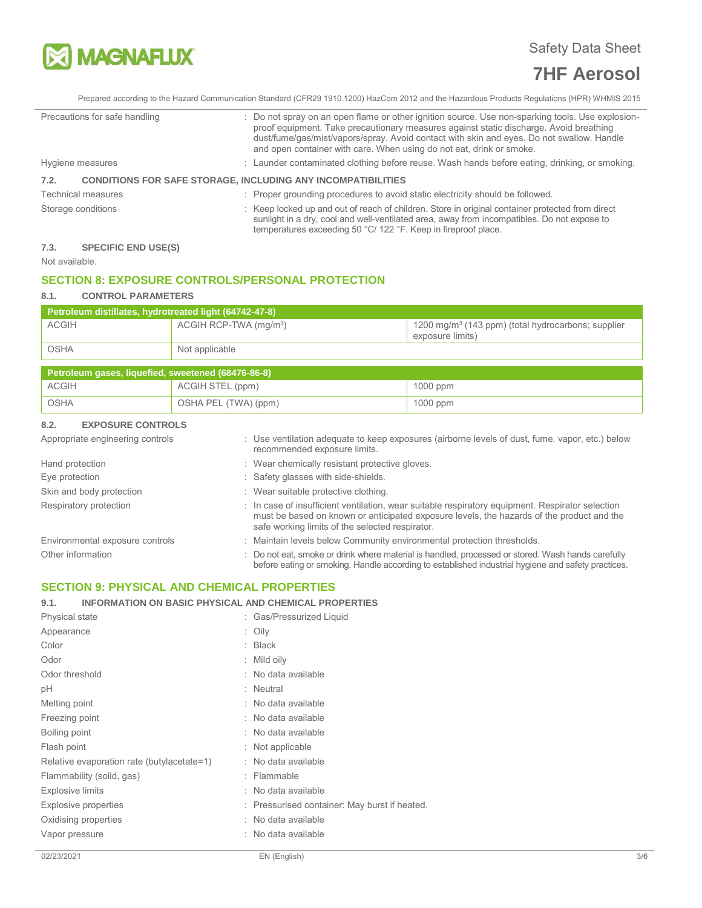| | |
|---|---|
| Precautions for safe handling | : Do not spray on an open flame or other ignition source. Use non-sparking tools. Use explosion-proof equipment. Take precautionary measures against static discharge. Avoid breathing dust/fume/gas/mist/vapors/spray. Avoid contact with skin and eyes. Do not swallow. Handle and open container with care. When using do not eat, drink or smoke. |
| Hygiene measures | : Launder contaminated clothing before reuse. Wash hands before eating, drinking, or smoking. |

### 7.2. CONDITIONS FOR SAFE STORAGE, INCLUDING ANY INCOMPATIBILITIES

| | |
|---|---|
| Technical measures | : Proper grounding procedures to avoid static electricity should be followed. |
| Storage conditions | : Keep locked up and out of reach of children. Store in original container protected from direct sunlight in a dry, cool and well-ventilated area, away from incompatibles. Do not expose to temperatures exceeding 50 °C/ 122 °F. Keep in fireproof place. |

### 7.3. SPECIFIC END USE(S)

Not available.

## SECTION 8: EXPOSURE CONTROLS/PERSONAL PROTECTION

### 8.1. CONTROL PARAMETERS

| Petroleum distillates, hydrotreated light (64742-47-8) | | |
|---|---|---|
| ACGIH | ACGIH RCP-TWA (mg/m³) | 1200 mg/m³ (143 ppm) (total hydrocarbons; supplier exposure limits) |
| OSHA | Not applicable | |

| Petroleum gases, liquefied, sweetened (68476-86-8) | | |
|---|---|---|
| ACGIH | ACGIH STEL (ppm) | 1000 ppm |
| OSHA | OSHA PEL (TWA) (ppm) | 1000 ppm |

### 8.2. EXPOSURE CONTROLS

| | |
|---|---|
| Appropriate engineering controls | : Use ventilation adequate to keep exposures (airborne levels of dust, fume, vapor, etc.) below recommended exposure limits. |
| Hand protection | : Wear chemically resistant protective gloves. |
| Eye protection | : Safety glasses with side-shields. |
| Skin and body protection | : Wear suitable protective clothing. |
| Respiratory protection | : In case of insufficient ventilation, wear suitable respiratory equipment. Respirator selection must be based on known or anticipated exposure levels, the hazards of the product and the safe working limits of the selected respirator. |
| Environmental exposure controls | : Maintain levels below Community environmental protection thresholds. |
| Other information | : Do not eat, smoke or drink where material is handled, processed or stored. Wash hands carefully before eating or smoking. Handle according to established industrial hygiene and safety practices. |

## SECTION 9: PHYSICAL AND CHEMICAL PROPERTIES

### 9.1. INFORMATION ON BASIC PHYSICAL AND CHEMICAL PROPERTIES

| | |
|---|---|
| Physical state | : Gas/Pressurized Liquid |
| Appearance | : Oily |
| Color | : Black |
| Odor | : Mild oily |
| Odor threshold | : No data available |
| pH | : Neutral |
| Melting point | : No data available |
| Freezing point | : No data available |
| Boiling point | : No data available |
| Flash point | : Not applicable |
| Relative evaporation rate (butylacetate=1) | : No data available |
| Flammability (solid, gas) | : Flammable |
| Explosive limits | : No data available |
| Explosive properties | : Pressurised container: May burst if heated. |
| Oxidising properties | : No data available |
| Vapor pressure | : No data available |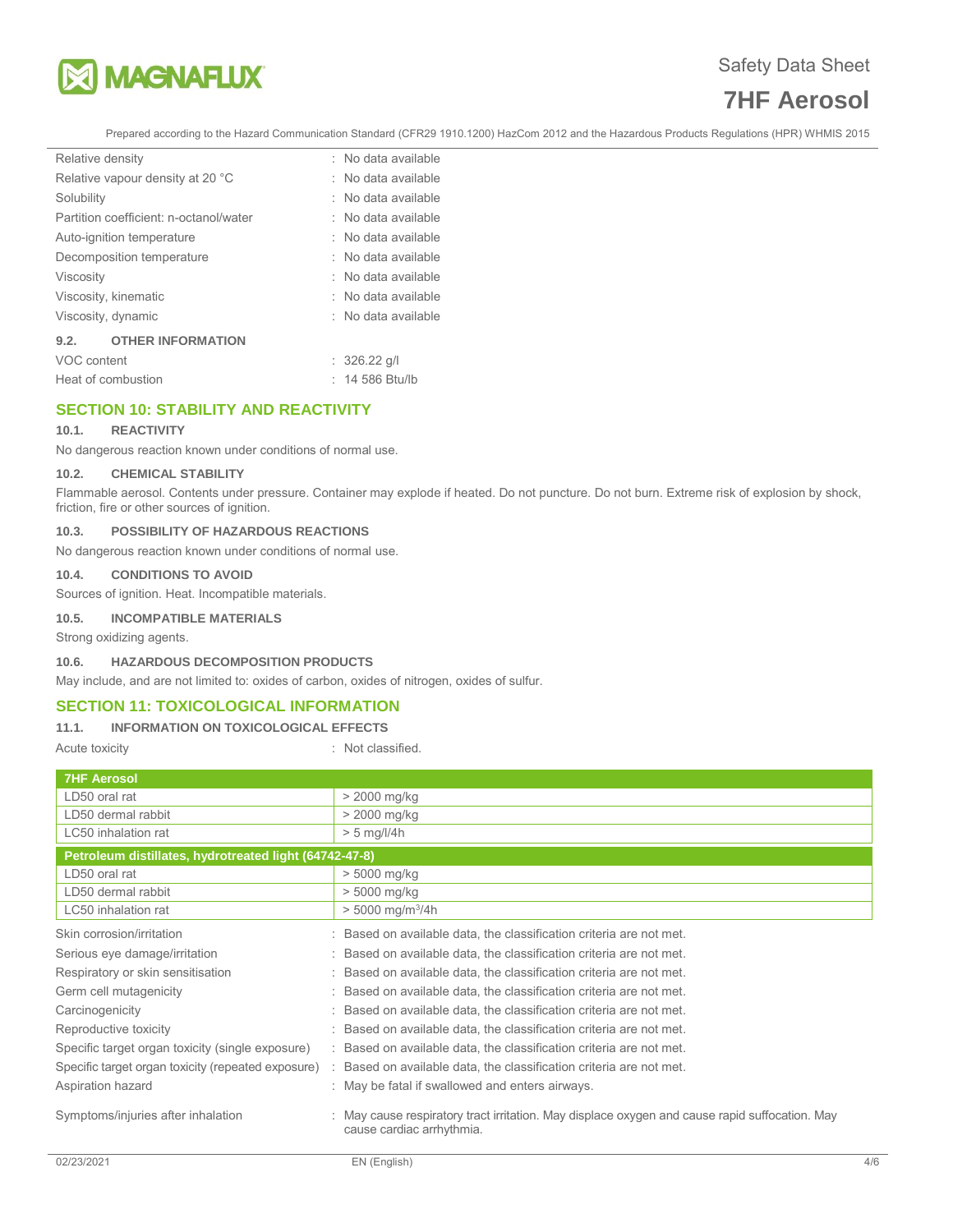| | |
|---|---|
| Relative density | : No data available |
| Relative vapour density at 20 °C | : No data available |
| Solubility | : No data available |
| Partition coefficient: n-octanol/water | : No data available |
| Auto-ignition temperature | : No data available |
| Decomposition temperature | : No data available |
| Viscosity | : No data available |
| Viscosity, kinematic | : No data available |
| Viscosity, dynamic | : No data available |

### 9.2. OTHER INFORMATION

| | |
|---|---|
| VOC content | : 326.22 g/l |
| Heat of combustion | : 14 586 Btu/lb |

## SECTION 10: STABILITY AND REACTIVITY

### 10.1. REACTIVITY

No dangerous reaction known under conditions of normal use.

### 10.2. CHEMICAL STABILITY

Flammable aerosol. Contents under pressure. Container may explode if heated. Do not puncture. Do not burn. Extreme risk of explosion by shock, friction, fire or other sources of ignition.

### 10.3. POSSIBILITY OF HAZARDOUS REACTIONS

No dangerous reaction known under conditions of normal use.

### 10.4. CONDITIONS TO AVOID

Sources of ignition. Heat. Incompatible materials.

### 10.5. INCOMPATIBLE MATERIALS

Strong oxidizing agents.

### 10.6. HAZARDOUS DECOMPOSITION PRODUCTS

May include, and are not limited to: oxides of carbon, oxides of nitrogen, oxides of sulfur.

## SECTION 11: TOXICOLOGICAL INFORMATION

### 11.1. INFORMATION ON TOXICOLOGICAL EFFECTS

Acute toxicity : Not classified.

| 7HF Aerosol | |
|---|---|
| LD50 oral rat | > 2000 mg/kg |
| LD50 dermal rabbit | > 2000 mg/kg |
| LC50 inhalation rat | > 5 mg/l/4h |
| **Petroleum distillates, hydrotreated light (64742-47-8)** | |
| LD50 oral rat | > 5000 mg/kg |
| LD50 dermal rabbit | > 5000 mg/kg |
| LC50 inhalation rat | > 5000 $mg/m^3$/4h |

| | |
|---|---|
| Skin corrosion/irritation | : Based on available data, the classification criteria are not met. |
| Serious eye damage/irritation | : Based on available data, the classification criteria are not met. |
| Respiratory or skin sensitisation | : Based on available data, the classification criteria are not met. |
| Germ cell mutagenicity | : Based on available data, the classification criteria are not met. |
| Carcinogenicity | : Based on available data, the classification criteria are not met. |
| Reproductive toxicity | : Based on available data, the classification criteria are not met. |
| Specific target organ toxicity (single exposure) | : Based on available data, the classification criteria are not met. |
| Specific target organ toxicity (repeated exposure) | : Based on available data, the classification criteria are not met. |
| Aspiration hazard | : May be fatal if swallowed and enters airways. |
| Symptoms/injuries after inhalation | : May cause respiratory tract irritation. May displace oxygen and cause rapid suffocation. May cause cardiac arrhythmia. |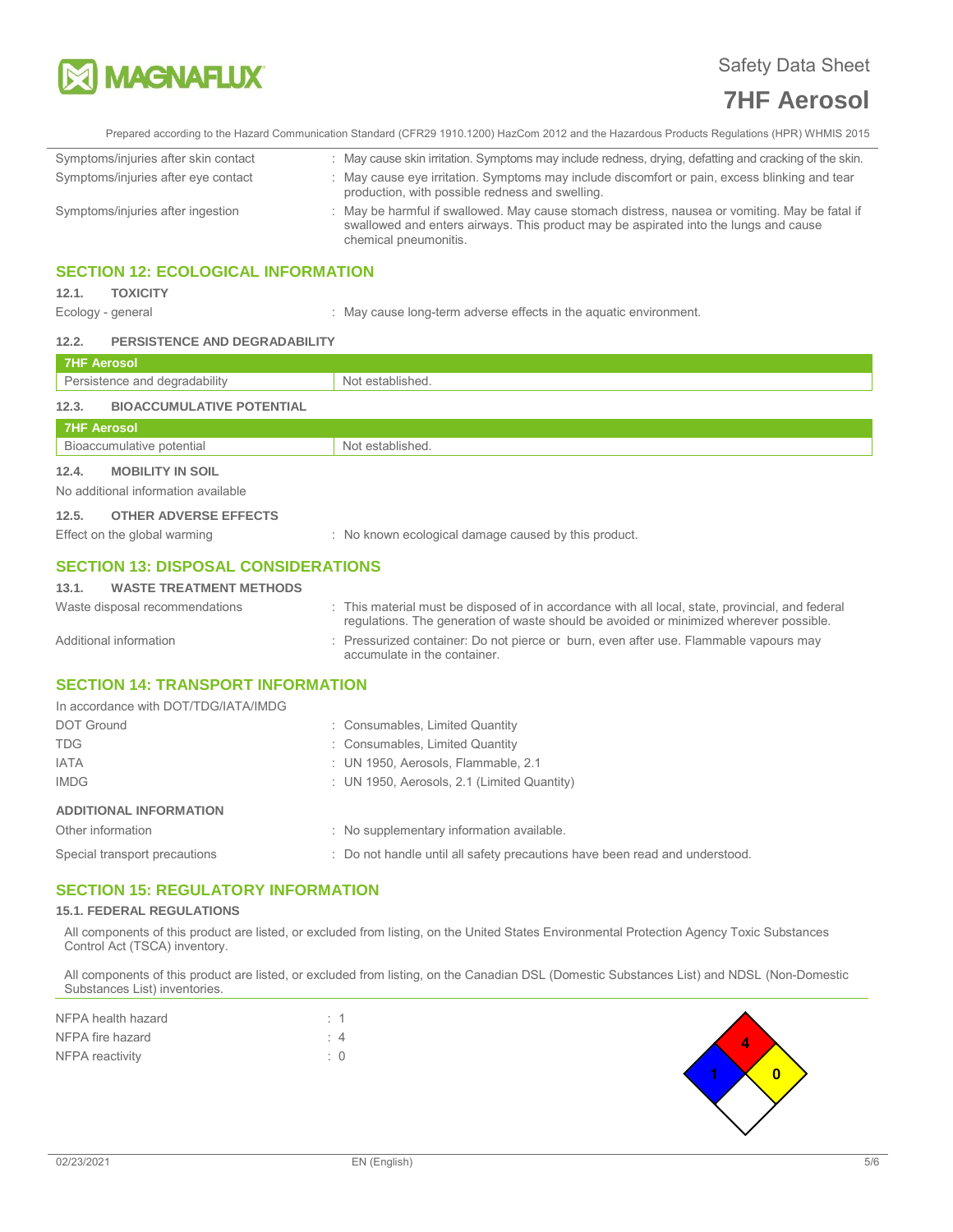Symptoms/injuries after skin contact : May cause skin irritation. Symptoms may include redness, drying, defatting and cracking of the skin.

Symptoms/injuries after eye contact : May cause eye irritation. Symptoms may include discomfort or pain, excess blinking and tear production, with possible redness and swelling.

Symptoms/injuries after ingestion : May be harmful if swallowed. May cause stomach distress, nausea or vomiting. May be fatal if swallowed and enters airways. This product may be aspirated into the lungs and cause chemical pneumonitis.

## SECTION 12: ECOLOGICAL INFORMATION

### 12.1. TOXICITY

Ecology - general : May cause long-term adverse effects in the aquatic environment.

### 12.2. PERSISTENCE AND DEGRADABILITY

| 7HF Aerosol | |
|---|---|
| Persistence and degradability | Not established. |

### 12.3. BIOACCUMULATIVE POTENTIAL

| 7HF Aerosol | |
|---|---|
| Bioaccumulative potential | Not established. |

### 12.4. MOBILITY IN SOIL

No additional information available

### 12.5. OTHER ADVERSE EFFECTS

Effect on the global warming : No known ecological damage caused by this product.

## SECTION 13: DISPOSAL CONSIDERATIONS

### 13.1. WASTE TREATMENT METHODS

Waste disposal recommendations : This material must be disposed of in accordance with all local, state, provincial, and federal regulations. The generation of waste should be avoided or minimized wherever possible.

Additional information : Pressurized container: Do not pierce or burn, even after use. Flammable vapours may accumulate in the container.

## SECTION 14: TRANSPORT INFORMATION

In accordance with DOT/TDG/IATA/IMDG

DOT Ground : Consumables, Limited Quantity

TDG : Consumables, Limited Quantity

IATA : UN 1950, Aerosols, Flammable, 2.1

IMDG : UN 1950, Aerosols, 2.1 (Limited Quantity)

### ADDITIONAL INFORMATION

Other information : No supplementary information available.

Special transport precautions : Do not handle until all safety precautions have been read and understood.

## SECTION 15: REGULATORY INFORMATION

### 15.1. FEDERAL REGULATIONS

All components of this product are listed, or excluded from listing, on the United States Environmental Protection Agency Toxic Substances Control Act (TSCA) inventory.

All components of this product are listed, or excluded from listing, on the Canadian DSL (Domestic Substances List) and NDSL (Non-Domestic Substances List) inventories.

NFPA health hazard : 1

NFPA fire hazard : 4

NFPA reactivity : 0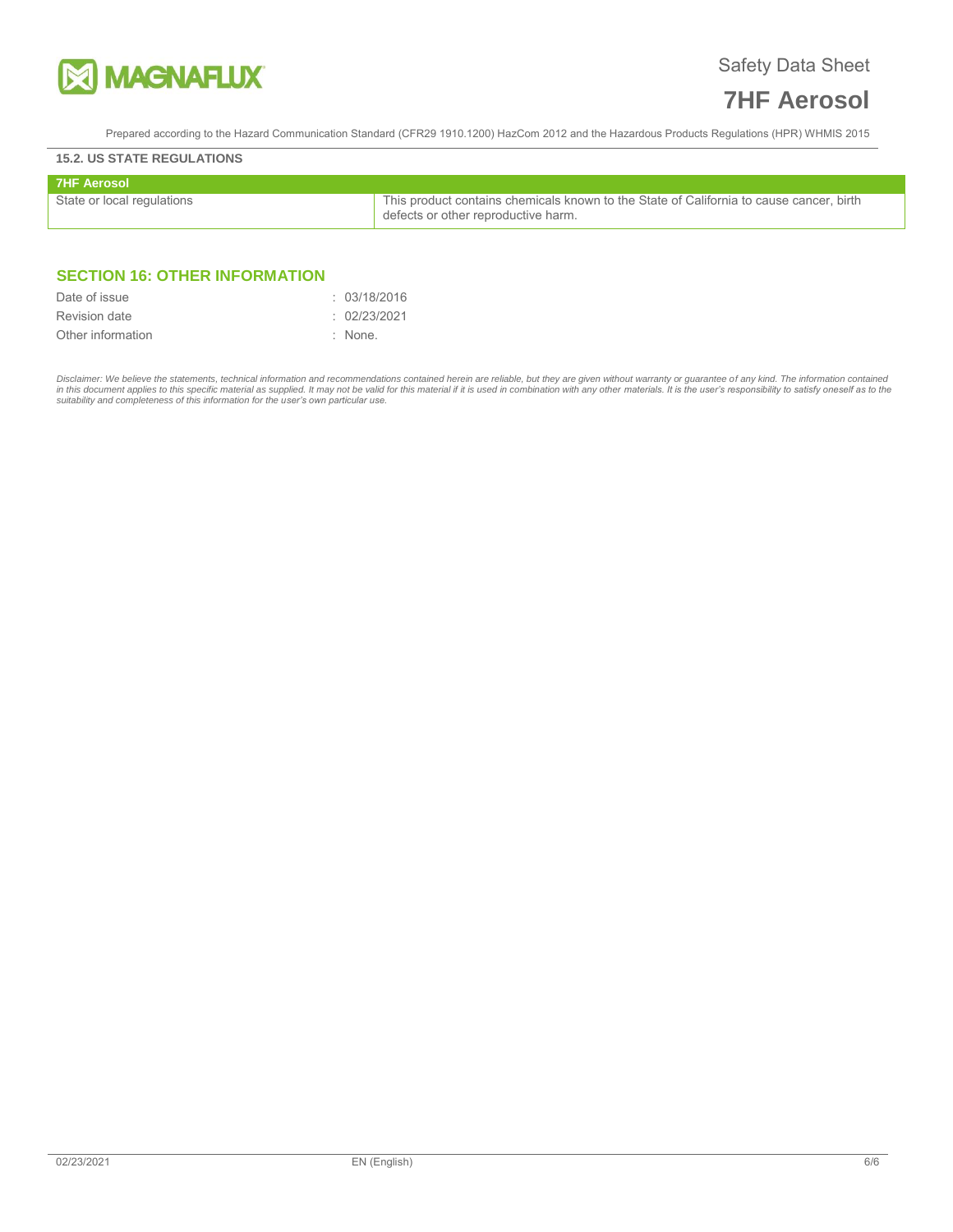### 15.2. US STATE REGULATIONS

| 7HF Aerosol | |
|---|---|
| State or local regulations | This product contains chemicals known to the State of California to cause cancer, birth defects or other reproductive harm. |

## SECTION 16: OTHER INFORMATION

| | |
|---|---|
| Date of issue | : 03/18/2016 |
| Revision date | : 02/23/2021 |
| Other information | : None. |

*Disclaimer: We believe the statements, technical information and recommendations contained herein are reliable, but they are given without warranty or guarantee of any kind. The information contained in this document applies to this specific material as supplied. It may not be valid for this material if it is used in combination with any other materials. It is the user's responsibility to satisfy oneself as to the suitability and completeness of this information for the user's own particular use.*